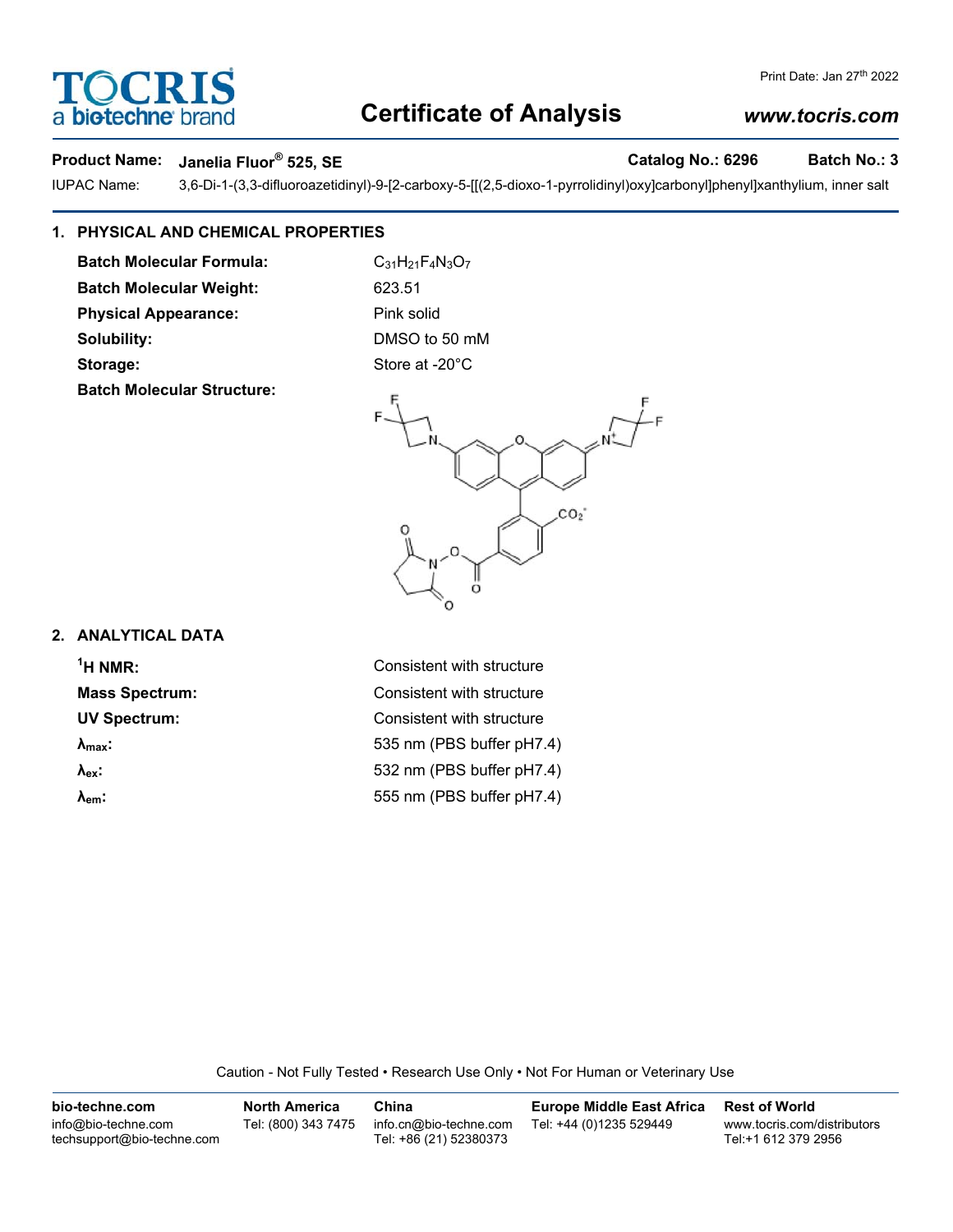# Certificate of Analysis

**Product Name:** **Janelia Fluor® 525, SE** **Catalog No.: 6296** **Batch No.: 3**

IUPAC Name: 3,6-Di-1-(3,3-difluoroazetidinyl)-9-[2-carboxy-5-[[(2,5-dioxo-1-pyrrolidinyl)oxy]carbonyl]phenyl]xanthylium, inner salt

## 1. PHYSICAL AND CHEMICAL PROPERTIES

| | |
|---|---|
| **Batch Molecular Formula:** | $C_{31}H_{21}F_4N_3O_7$ |
| **Batch Molecular Weight:** | 623.51 |
| **Physical Appearance:** | Pink solid |
| **Solubility:** | DMSO to 50 mM |
| **Storage:** | Store at -20°C |
| **Batch Molecular Structure:** | |

## 2. ANALYTICAL DATA

| | |
|---|---|
| **$^{1}$H NMR:** | Consistent with structure |
| **Mass Spectrum:** | Consistent with structure |
| **UV Spectrum:** | Consistent with structure |
| **$\lambda_{max}$:** | 535 nm (PBS buffer pH7.4) |
| **$\lambda_{ex}$:** | 532 nm (PBS buffer pH7.4) |
| **$\lambda_{em}$:** | 555 nm (PBS buffer pH7.4) |

Caution - Not Fully Tested • Research Use Only • Not For Human or Veterinary Use

| **bio-techne.com** | **North America** | **China** | **Europe Middle East Africa** | **Rest of World** |
|---|---|---|---|---|
| info@bio-techne.com<br>techsupport@bio-techne.com | Tel: (800) 343 7475 | info.cn@bio-techne.com<br>Tel: +86 (21) 52380373 | Tel: +44 (0)1235 529449 | www.tocris.com/distributors<br>Tel:+1 612 379 2956 |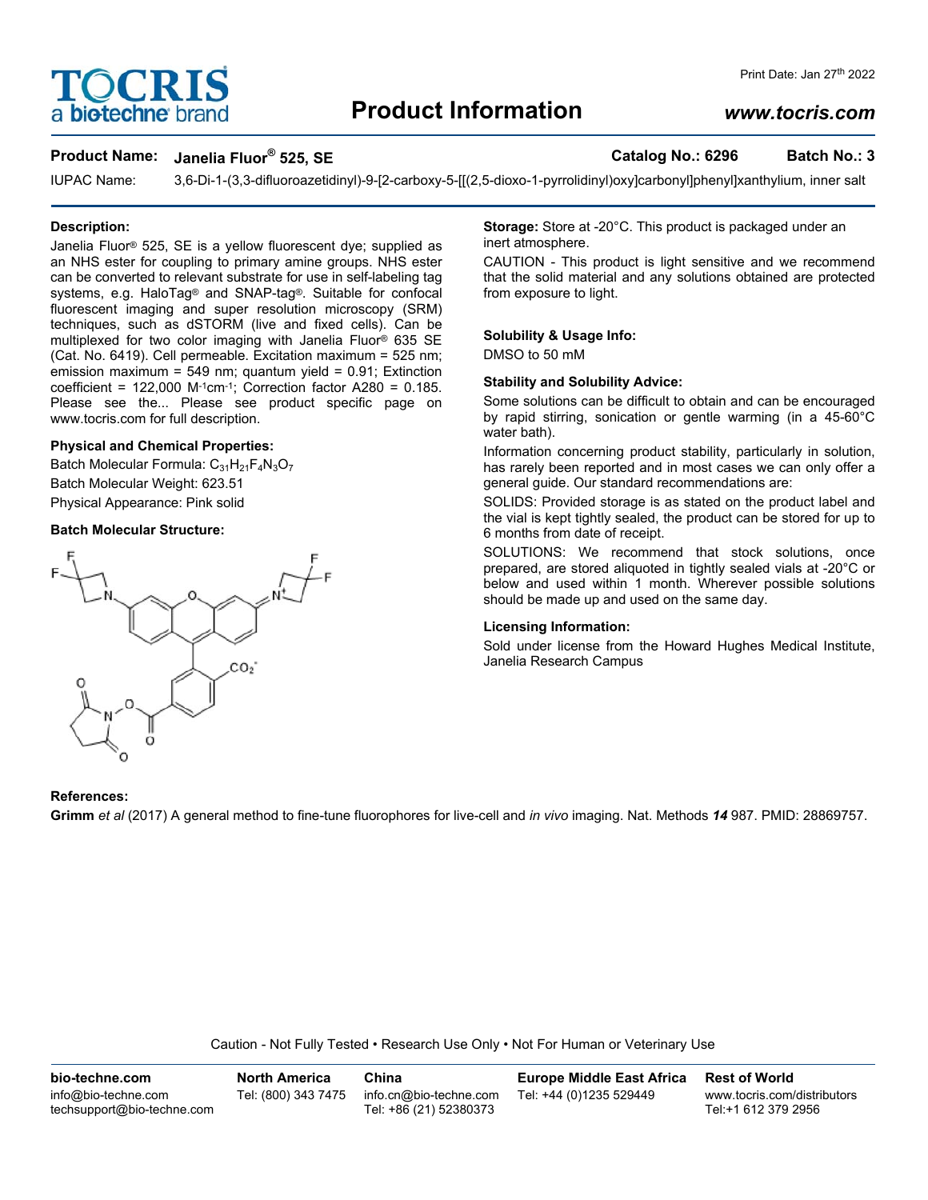# Product Information

www.tocris.com

Print Date: Jan 27th 2022

**Product Name:** Janelia Fluor® 525, SE **Catalog No.: 6296** **Batch No.: 3**

IUPAC Name: 3,6-Di-1-(3,3-difluoroazetidinyl)-9-[2-carboxy-5-[[(2,5-dioxo-1-pyrrolidinyl)oxy]carbonyl]phenyl]xanthylium, inner salt

### Description:

Janelia Fluor® 525, SE is a yellow fluorescent dye; supplied as an NHS ester for coupling to primary amine groups. NHS ester can be converted to relevant substrate for use in self-labeling tag systems, e.g. HaloTag® and SNAP-tag®. Suitable for confocal fluorescent imaging and super resolution microscopy (SRM) techniques, such as dSTORM (live and fixed cells). Can be multiplexed for two color imaging with Janelia Fluor® 635 SE (Cat. No. 6419). Cell permeable. Excitation maximum = 525 nm; emission maximum = 549 nm; quantum yield = 0.91; Extinction coefficient = 122,000 $M^{-1}cm^{-1}$; Correction factor A280 = 0.185. Please see the... Please see product specific page on www.tocris.com for full description.

### Physical and Chemical Properties:

Batch Molecular Formula: $C_{31}H_{21}F_4N_3O_7$

Batch Molecular Weight: 623.51

Physical Appearance: Pink solid

### Batch Molecular Structure:

**Storage:** Store at -20°C. This product is packaged under an inert atmosphere.

CAUTION - This product is light sensitive and we recommend that the solid material and any solutions obtained are protected from exposure to light.

### Solubility & Usage Info:

DMSO to 50 mM

### Stability and Solubility Advice:

Some solutions can be difficult to obtain and can be encouraged by rapid stirring, sonication or gentle warming (in a 45-60°C water bath).

Information concerning product stability, particularly in solution, has rarely been reported and in most cases we can only offer a general guide. Our standard recommendations are:

SOLIDS: Provided storage is as stated on the product label and the vial is kept tightly sealed, the product can be stored for up to 6 months from date of receipt.

SOLUTIONS: We recommend that stock solutions, once prepared, are stored aliquoted in tightly sealed vials at -20°C or below and used within 1 month. Wherever possible solutions should be made up and used on the same day.

### Licensing Information:

Sold under license from the Howard Hughes Medical Institute, Janelia Research Campus

### References:

**Grimm** *et al* (2017) A general method to fine-tune fluorophores for live-cell and *in vivo* imaging. Nat. Methods ***14*** 987. PMID: 28869757.

Caution - Not Fully Tested • Research Use Only • Not For Human or Veterinary Use

| bio-techne.com | North America | China | Europe Middle East Africa | Rest of World |
|---|---|---|---|---|
| info@bio-techne.com techsupport@bio-techne.com | Tel: (800) 343 7475 | info.cn@bio-techne.com Tel: +86 (21) 52380373 | Tel: +44 (0)1235 529449 | www.tocris.com/distributors Tel:+1 612 379 2956 |